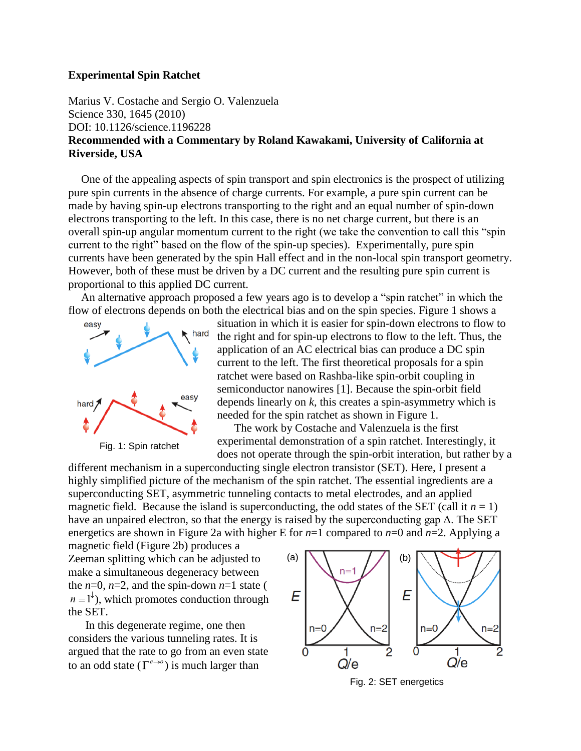**Experimental Spin Ratchet**

Marius V. Costache and Sergio O. Valenzuela
Science 330, 1645 (2010)
DOI: 10.1126/science.1196228

**Recommended with a Commentary by Roland Kawakami, University of California at Riverside, USA**

One of the appealing aspects of spin transport and spin electronics is the prospect of utilizing pure spin currents in the absence of charge currents. For example, a pure spin current can be made by having spin-up electrons transporting to the right and an equal number of spin-down electrons transporting to the left. In this case, there is no net charge current, but there is an overall spin-up angular momentum current to the right (we take the convention to call this "spin current to the right" based on the flow of the spin-up species). Experimentally, pure spin currents have been generated by the spin Hall effect and in the non-local spin transport geometry. However, both of these must be driven by a DC current and the resulting pure spin current is proportional to this applied DC current.

An alternative approach proposed a few years ago is to develop a "spin ratchet" in which the flow of electrons depends on both the electrical bias and on the spin species. Figure 1 shows a situation in which it is easier for spin-down electrons to flow to the right and for spin-up electrons to flow to the left. Thus, the application of an AC electrical bias can produce a DC spin current to the left. The first theoretical proposals for a spin ratchet were based on Rashba-like spin-orbit coupling in semiconductor nanowires [1]. Because the spin-orbit field depends linearly on $k$, this creates a spin-asymmetry which is needed for the spin ratchet as shown in Figure 1.

Fig. 1: Spin ratchet

The work by Costache and Valenzuela is the first experimental demonstration of a spin ratchet. Interestingly, it does not operate through the spin-orbit interation, but rather by a different mechanism in a superconducting single electron transistor (SET). Here, I present a highly simplified picture of the mechanism of the spin ratchet. The essential ingredients are a superconducting SET, asymmetric tunneling contacts to metal electrodes, and an applied magnetic field. Because the island is superconducting, the odd states of the SET (call it $n = 1$) have an unpaired electron, so that the energy is raised by the superconducting gap $\Delta$. The SET energetics are shown in Figure 2a with higher E for $n$=1 compared to $n$=0 and $n$=2. Applying a magnetic field (Figure 2b) produces a Zeeman splitting which can be adjusted to make a simultaneous degeneracy between the $n$=0, $n$=2, and the spin-down $n$=1 state ($n = 1^{\downarrow}$), which promotes conduction through the SET.

In this degenerate regime, one then considers the various tunneling rates. It is argued that the rate to go from an even state to an odd state ($\Gamma^{e \to o}$) is much larger than

Fig. 2: SET energetics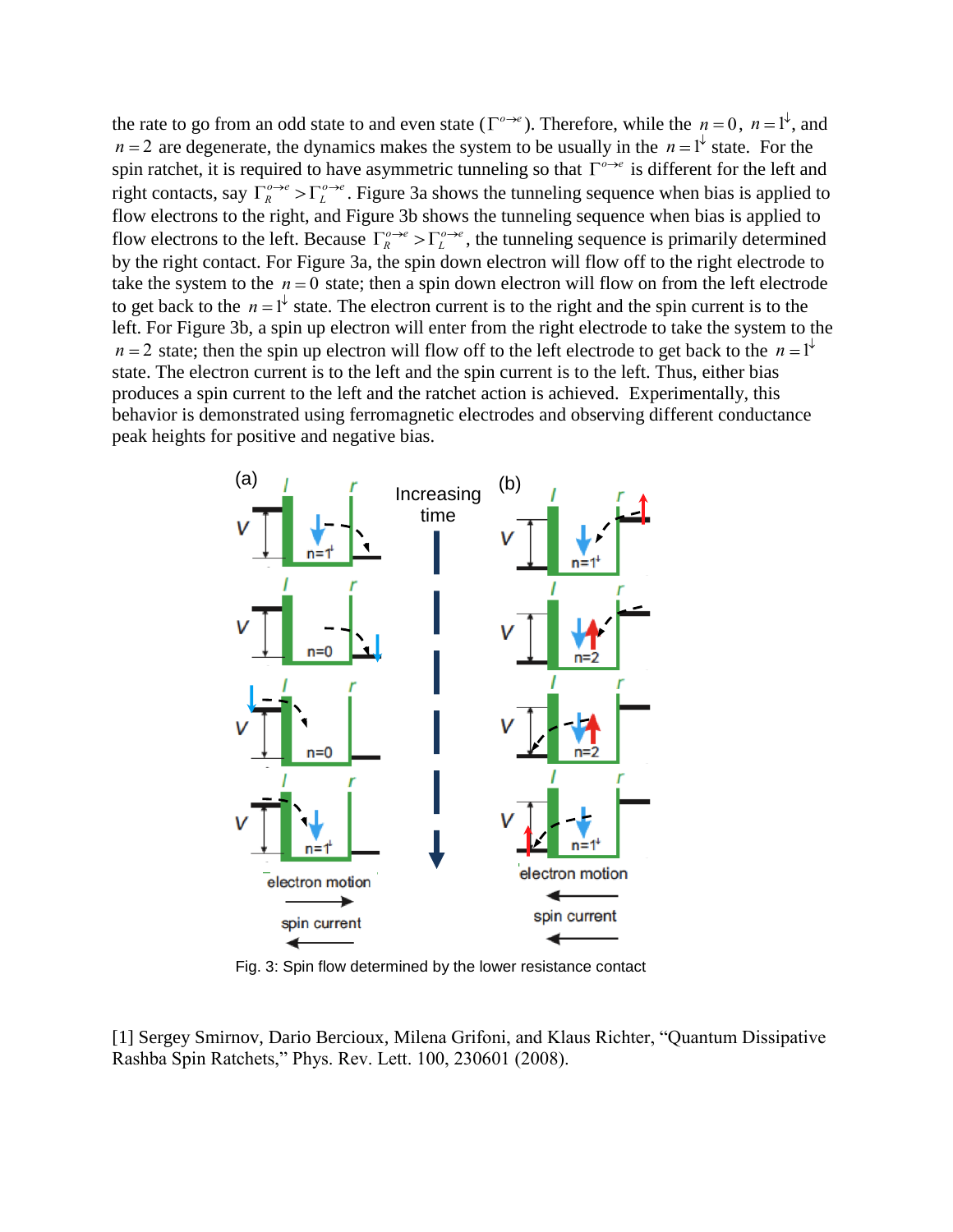the rate to go from an odd state to and even state ($\Gamma^{o\to e}$). Therefore, while the $n=0$, $n=1^{\downarrow}$, and $n=2$ are degenerate, the dynamics makes the system to be usually in the $n=1^{\downarrow}$ state. For the spin ratchet, it is required to have asymmetric tunneling so that $\Gamma^{o\to e}$ is different for the left and right contacts, say $\Gamma_R^{o\to e} > \Gamma_L^{o\to e}$. Figure 3a shows the tunneling sequence when bias is applied to flow electrons to the right, and Figure 3b shows the tunneling sequence when bias is applied to flow electrons to the left. Because $\Gamma_R^{o\to e} > \Gamma_L^{o\to e}$, the tunneling sequence is primarily determined by the right contact. For Figure 3a, the spin down electron will flow off to the right electrode to take the system to the $n=0$ state; then a spin down electron will flow on from the left electrode to get back to the $n=1^{\downarrow}$ state. The electron current is to the right and the spin current is to the left. For Figure 3b, a spin up electron will enter from the right electrode to take the system to the $n=2$ state; then the spin up electron will flow off to the left electrode to get back to the $n=1^{\downarrow}$ state. The electron current is to the left and the spin current is to the left. Thus, either bias produces a spin current to the left and the ratchet action is achieved. Experimentally, this behavior is demonstrated using ferromagnetic electrodes and observing different conductance peak heights for positive and negative bias.

(a)

(b)

Increasing time

V

l

r

n=1↓

n=0

n=2

electron motion

spin current

Fig. 3: Spin flow determined by the lower resistance contact

[1] Sergey Smirnov, Dario Bercioux, Milena Grifoni, and Klaus Richter, "Quantum Dissipative Rashba Spin Ratchets," Phys. Rev. Lett. 100, 230601 (2008).